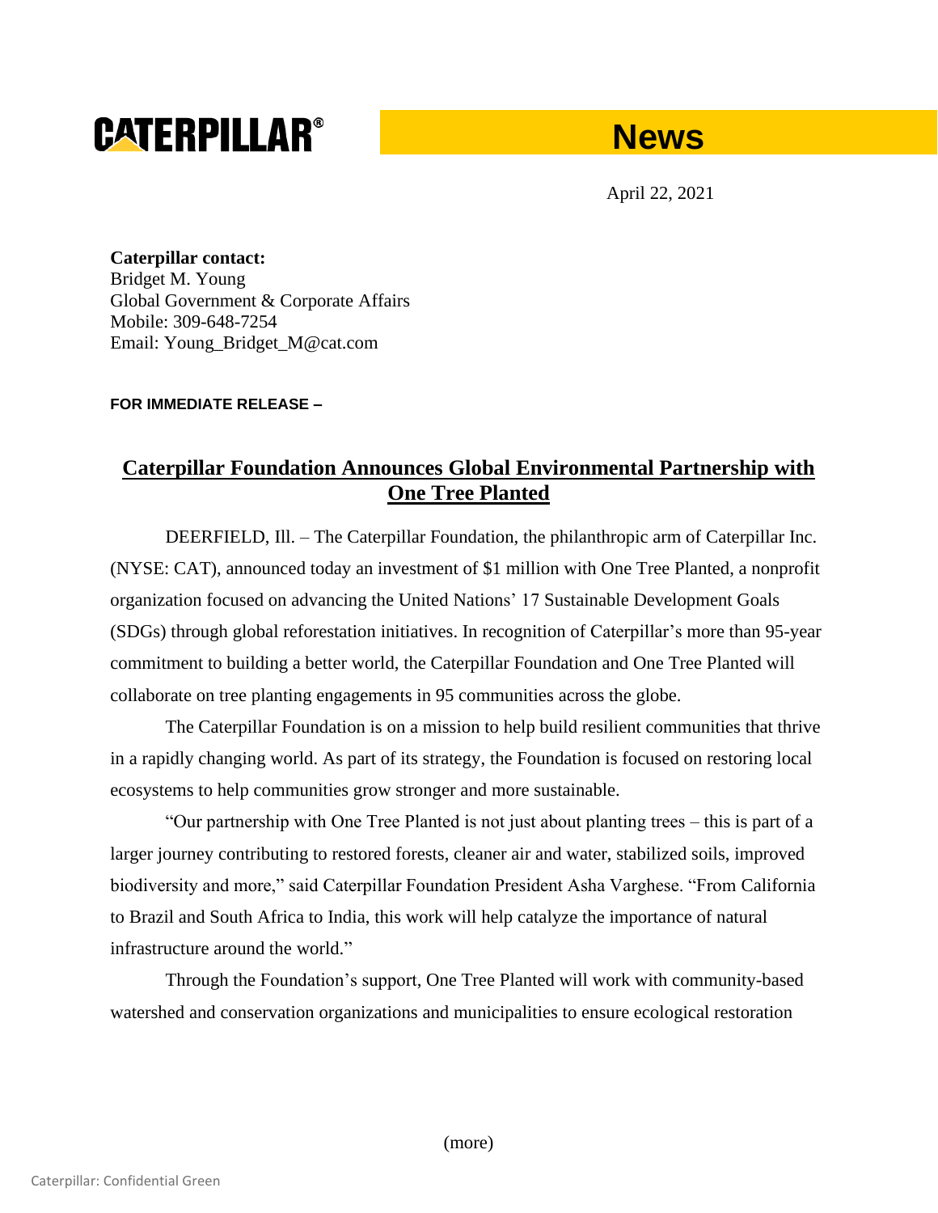**CATERPILLAR®** **News**

April 22, 2021

**Caterpillar contact:**
Bridget M. Young
Global Government & Corporate Affairs
Mobile: 309-648-7254
Email: Young_Bridget_M@cat.com

**FOR IMMEDIATE RELEASE –**

# Caterpillar Foundation Announces Global Environmental Partnership with One Tree Planted

DEERFIELD, Ill. – The Caterpillar Foundation, the philanthropic arm of Caterpillar Inc. (NYSE: CAT), announced today an investment of $1 million with One Tree Planted, a nonprofit organization focused on advancing the United Nations' 17 Sustainable Development Goals (SDGs) through global reforestation initiatives. In recognition of Caterpillar's more than 95-year commitment to building a better world, the Caterpillar Foundation and One Tree Planted will collaborate on tree planting engagements in 95 communities across the globe.

The Caterpillar Foundation is on a mission to help build resilient communities that thrive in a rapidly changing world. As part of its strategy, the Foundation is focused on restoring local ecosystems to help communities grow stronger and more sustainable.

"Our partnership with One Tree Planted is not just about planting trees – this is part of a larger journey contributing to restored forests, cleaner air and water, stabilized soils, improved biodiversity and more," said Caterpillar Foundation President Asha Varghese. "From California to Brazil and South Africa to India, this work will help catalyze the importance of natural infrastructure around the world."

Through the Foundation's support, One Tree Planted will work with community-based watershed and conservation organizations and municipalities to ensure ecological restoration

(more)

Caterpillar: Confidential Green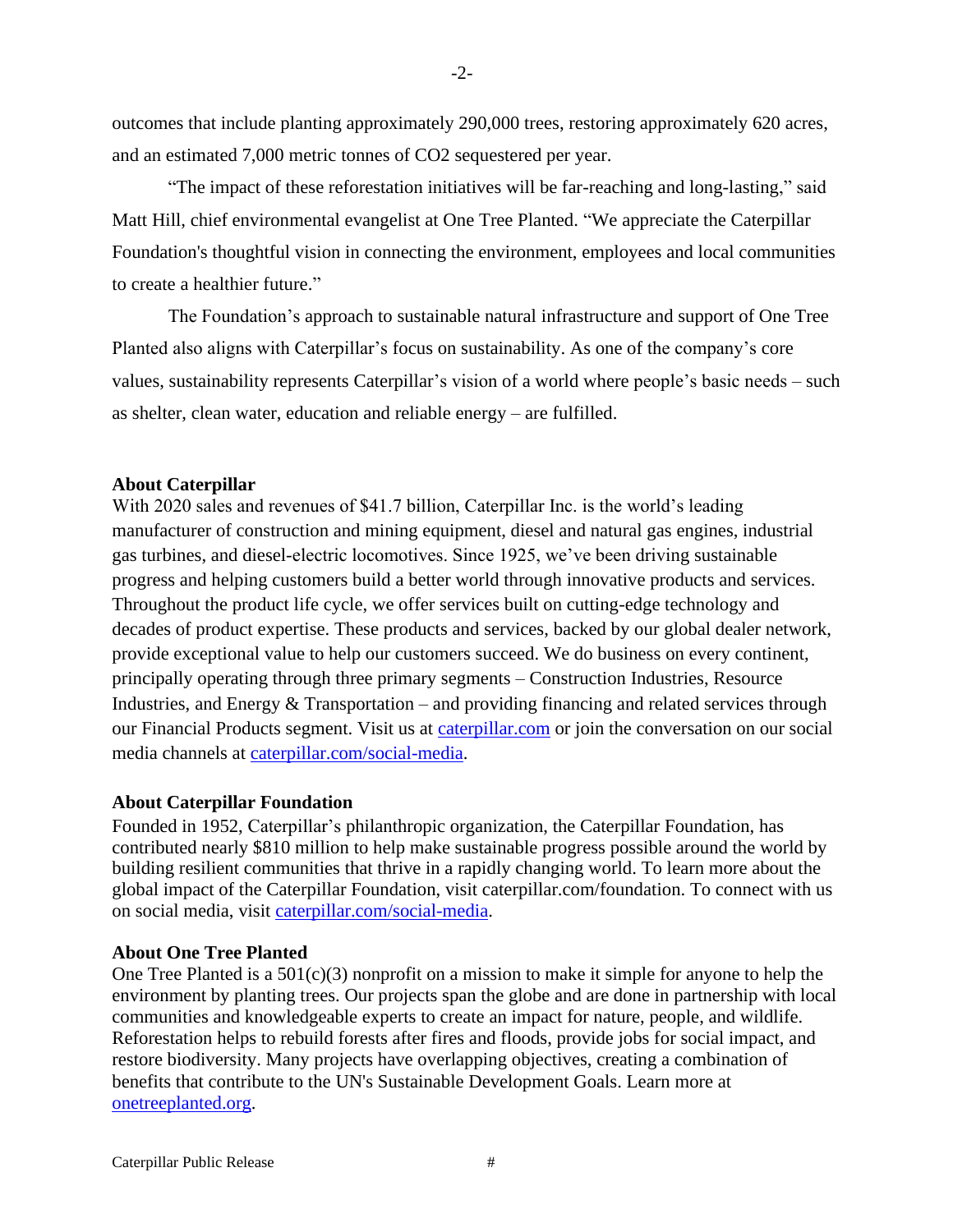outcomes that include planting approximately 290,000 trees, restoring approximately 620 acres, and an estimated 7,000 metric tonnes of $CO_2$ sequestered per year.

"The impact of these reforestation initiatives will be far-reaching and long-lasting," said Matt Hill, chief environmental evangelist at One Tree Planted. "We appreciate the Caterpillar Foundation's thoughtful vision in connecting the environment, employees and local communities to create a healthier future."

The Foundation's approach to sustainable natural infrastructure and support of One Tree Planted also aligns with Caterpillar's focus on sustainability. As one of the company's core values, sustainability represents Caterpillar's vision of a world where people's basic needs – such as shelter, clean water, education and reliable energy – are fulfilled.

**About Caterpillar**

With 2020 sales and revenues of $41.7 billion, Caterpillar Inc. is the world's leading manufacturer of construction and mining equipment, diesel and natural gas engines, industrial gas turbines, and diesel-electric locomotives. Since 1925, we've been driving sustainable progress and helping customers build a better world through innovative products and services. Throughout the product life cycle, we offer services built on cutting-edge technology and decades of product expertise. These products and services, backed by our global dealer network, provide exceptional value to help our customers succeed. We do business on every continent, principally operating through three primary segments – Construction Industries, Resource Industries, and Energy & Transportation – and providing financing and related services through our Financial Products segment. Visit us at [caterpillar.com](caterpillar.com) or join the conversation on our social media channels at [caterpillar.com/social-media](caterpillar.com/social-media).

**About Caterpillar Foundation**

Founded in 1952, Caterpillar's philanthropic organization, the Caterpillar Foundation, has contributed nearly $810 million to help make sustainable progress possible around the world by building resilient communities that thrive in a rapidly changing world. To learn more about the global impact of the Caterpillar Foundation, visit caterpillar.com/foundation. To connect with us on social media, visit [caterpillar.com/social-media](caterpillar.com/social-media).

**About One Tree Planted**

One Tree Planted is a 501(c)(3) nonprofit on a mission to make it simple for anyone to help the environment by planting trees. Our projects span the globe and are done in partnership with local communities and knowledgeable experts to create an impact for nature, people, and wildlife. Reforestation helps to rebuild forests after fires and floods, provide jobs for social impact, and restore biodiversity. Many projects have overlapping objectives, creating a combination of benefits that contribute to the UN's Sustainable Development Goals. Learn more at [onetreeplanted.org](onetreeplanted.org).

#